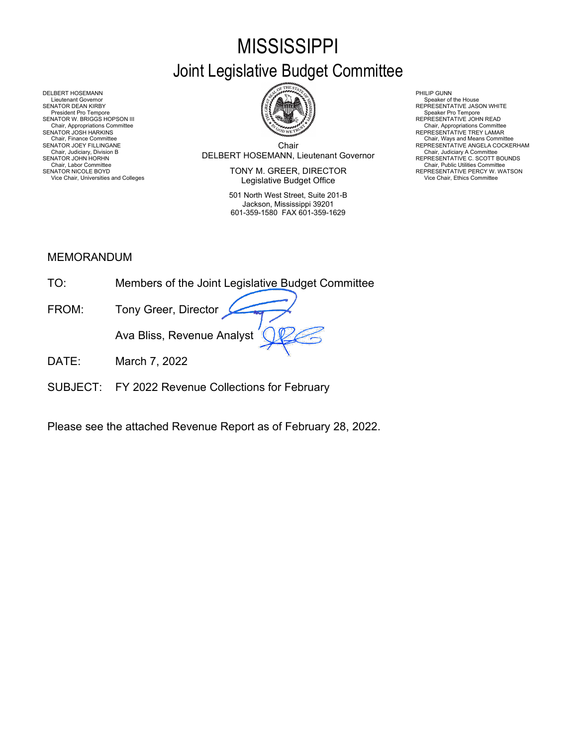# MISSISSIPPI

## Joint Legislative Budget Committee

DELBERT HOSEMANN
Lieutenant Governor
SENATOR DEAN KIRBY
President Pro Tempore
SENATOR W. BRIGGS HOPSON III
Chair, Appropriations Committee
SENATOR JOSH HARKINS
Chair, Finance Committee
SENATOR JOEY FILLINGANE
Chair, Judiciary, Division B
SENATOR JOHN HORHN
Chair, Labor Committee
SENATOR NICOLE BOYD
Vice Chair, Universities and Colleges

Chair
DELBERT HOSEMANN, Lieutenant Governor

TONY M. GREER, DIRECTOR
Legislative Budget Office

501 North West Street, Suite 201-B
Jackson, Mississippi 39201
601-359-1580 FAX 601-359-1629

PHILIP GUNN
Speaker of the House
REPRESENTATIVE JASON WHITE
Speaker Pro Tempore
REPRESENTATIVE JOHN READ
Chair, Appropriations Committee
REPRESENTATIVE TREY LAMAR
Chair, Ways and Means Committee
REPRESENTATIVE ANGELA COCKERHAM
Chair, Judiciary A Committee
REPRESENTATIVE C. SCOTT BOUNDS
Chair, Public Utilities Committee
REPRESENTATIVE PERCY W. WATSON
Vice Chair, Ethics Committee

MEMORANDUM

TO: Members of the Joint Legislative Budget Committee

FROM: Tony Greer, Director

Ava Bliss, Revenue Analyst

DATE: March 7, 2022

SUBJECT: FY 2022 Revenue Collections for February

Please see the attached Revenue Report as of February 28, 2022.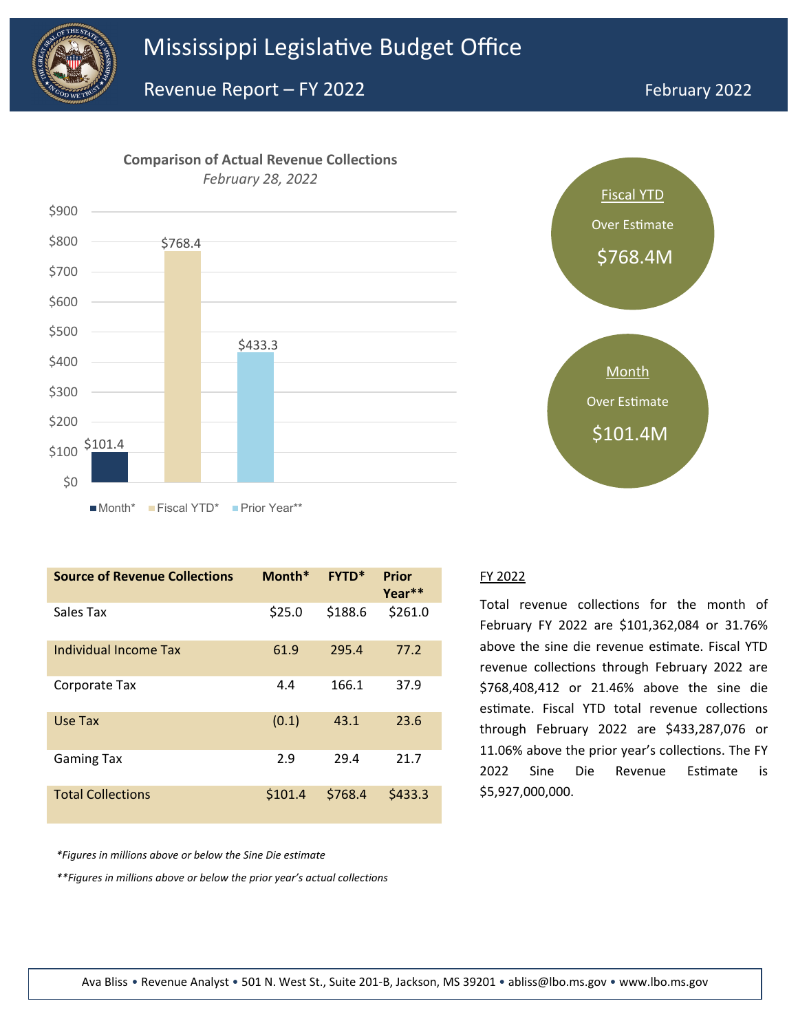# Mississippi Legislative Budget Office

## Revenue Report – FY 2022

February 2022

**Comparison of Actual Revenue Collections**
*February 28, 2022*

$900
$800
$700
$600
$500
$400
$300
$200
$100
$0

$101.4
$768.4
$433.3

Month* Fiscal YTD* Prior Year**

Fiscal YTD
Over Estimate
$768.4M

Month
Over Estimate
$101.4M

| Source of Revenue Collections | Month* | FYTD* | Prior Year** |
|---|---|---|---|
| Sales Tax | $25.0 | $188.6 | $261.0 |
| Individual Income Tax | 61.9 | 295.4 | 77.2 |
| Corporate Tax | 4.4 | 166.1 | 37.9 |
| Use Tax | (0.1) | 43.1 | 23.6 |
| Gaming Tax | 2.9 | 29.4 | 21.7 |
| Total Collections | $101.4 | $768.4 | $433.3 |

*\*Figures in millions above or below the Sine Die estimate*

*\*\*Figures in millions above or below the prior year's actual collections*

FY 2022

Total revenue collections for the month of February FY 2022 are $101,362,084 or 31.76% above the sine die revenue estimate. Fiscal YTD revenue collections through February 2022 are $768,408,412 or 21.46% above the sine die estimate. Fiscal YTD total revenue collections through February 2022 are $433,287,076 or 11.06% above the prior year's collections. The FY 2022 Sine Die Revenue Estimate is $5,927,000,000.

Ava Bliss • Revenue Analyst • 501 N. West St., Suite 201-B, Jackson, MS 39201 • abliss@lbo.ms.gov • www.lbo.ms.gov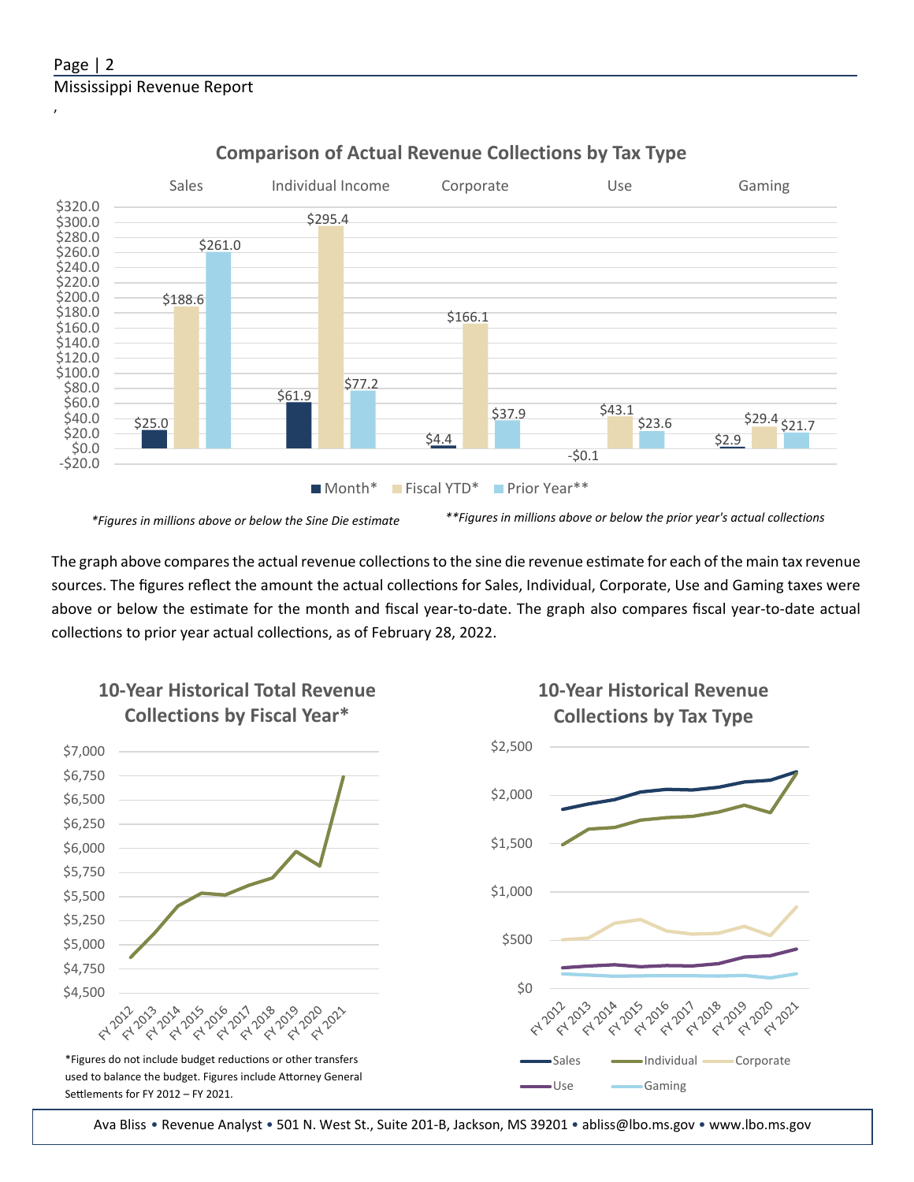## Comparison of Actual Revenue Collections by Tax Type

Sales | Individual Income | Corporate | Use | Gaming

$320.0
$300.0
$280.0
$260.0
$240.0
$220.0
$200.0
$180.0
$160.0
$140.0
$120.0
$100.0
$80.0
$60.0
$40.0
$20.0
$0.0
-$20.0

$25.0 $188.6 $261.0
$61.9 $295.4 $77.2
$4.4 $166.1 $37.9
-$0.1 $43.1 $23.6
$2.9 $29.4 $21.7

Month* | Fiscal YTD* | Prior Year**

*\*Figures in millions above or below the Sine Die estimate*

*\*\*Figures in millions above or below the prior year's actual collections*

The graph above compares the actual revenue collections to the sine die revenue estimate for each of the main tax revenue sources. The figures reflect the amount the actual collections for Sales, Individual, Corporate, Use and Gaming taxes were above or below the estimate for the month and fiscal year-to-date. The graph also compares fiscal year-to-date actual collections to prior year actual collections, as of February 28, 2022.

## 10-Year Historical Total Revenue Collections by Fiscal Year*

$7,000
$6,750
$6,500
$6,250
$6,000
$5,750
$5,500
$5,250
$5,000
$4,750
$4,500

FY 2012 FY 2013 FY 2014 FY 2015 FY 2016 FY 2017 FY 2018 FY 2019 FY 2020 FY 2021

\*Figures do not include budget reductions or other transfers used to balance the budget. Figures include Attorney General Settlements for FY 2012 – FY 2021.

## 10-Year Historical Revenue Collections by Tax Type

$2,500
$2,000
$1,500
$1,000
$500
$0

FY 2012 FY 2013 FY 2014 FY 2015 FY 2016 FY 2017 FY 2018 FY 2019 FY 2020 FY 2021

Sales | Individual | Corporate | Use | Gaming

Ava Bliss • Revenue Analyst • 501 N. West St., Suite 201-B, Jackson, MS 39201 • abliss@lbo.ms.gov • www.lbo.ms.gov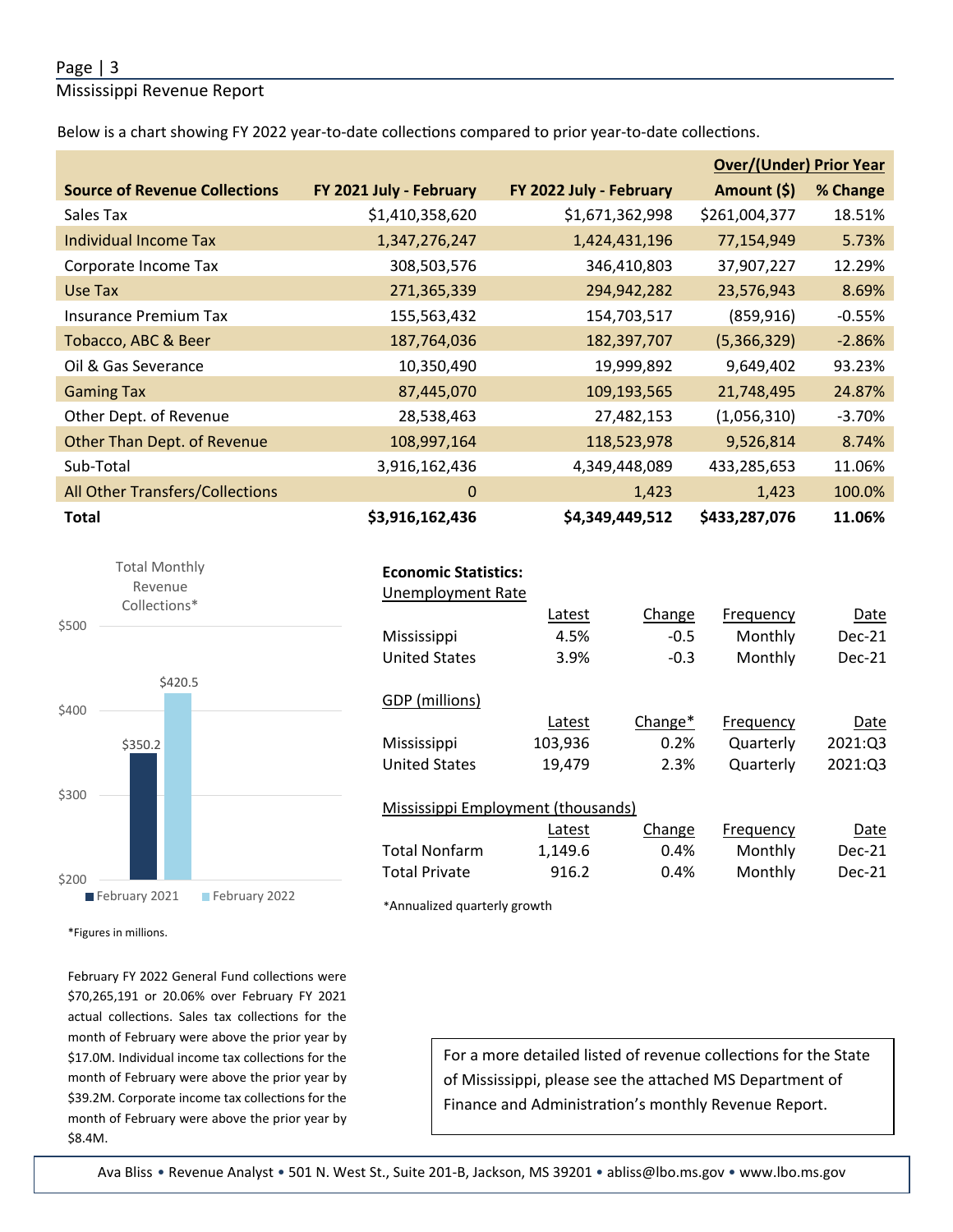Below is a chart showing FY 2022 year-to-date collections compared to prior year-to-date collections.

| | | | Over/(Under) Prior Year | |
|---|---|---|---|---|
| **Source of Revenue Collections** | **FY 2021 July - February** | **FY 2022 July - February** | **Amount ($)** | **% Change** |
| Sales Tax | $1,410,358,620 | $1,671,362,998 | $261,004,377 | 18.51% |
| Individual Income Tax | 1,347,276,247 | 1,424,431,196 | 77,154,949 | 5.73% |
| Corporate Income Tax | 308,503,576 | 346,410,803 | 37,907,227 | 12.29% |
| Use Tax | 271,365,339 | 294,942,282 | 23,576,943 | 8.69% |
| Insurance Premium Tax | 155,563,432 | 154,703,517 | (859,916) | -0.55% |
| Tobacco, ABC & Beer | 187,764,036 | 182,397,707 | (5,366,329) | -2.86% |
| Oil & Gas Severance | 10,350,490 | 19,999,892 | 9,649,402 | 93.23% |
| Gaming Tax | 87,445,070 | 109,193,565 | 21,748,495 | 24.87% |
| Other Dept. of Revenue | 28,538,463 | 27,482,153 | (1,056,310) | -3.70% |
| Other Than Dept. of Revenue | 108,997,164 | 118,523,978 | 9,526,814 | 8.74% |
| Sub-Total | 3,916,162,436 | 4,349,448,089 | 433,285,653 | 11.06% |
| All Other Transfers/Collections | 0 | 1,423 | 1,423 | 100.0% |
| **Total** | **$3,916,162,436** | **$4,349,449,512** | **$433,287,076** | **11.06%** |

Total Monthly Revenue Collections*

$500
$420.5
$400
$350.2
$300
$200

February 2021 | February 2022

*Figures in millions.

February FY 2022 General Fund collections were $70,265,191 or 20.06% over February FY 2021 actual collections. Sales tax collections for the month of February were above the prior year by $17.0M. Individual income tax collections for the month of February were above the prior year by $39.2M. Corporate income tax collections for the month of February were above the prior year by $8.4M.

**Economic Statistics:**

Unemployment Rate

| | Latest | Change | Frequency | Date |
|---|---|---|---|---|
| Mississippi | 4.5% | -0.5 | Monthly | Dec-21 |
| United States | 3.9% | -0.3 | Monthly | Dec-21 |

GDP (millions)

| | Latest | Change* | Frequency | Date |
|---|---|---|---|---|
| Mississippi | 103,936 | 0.2% | Quarterly | 2021:Q3 |
| United States | 19,479 | 2.3% | Quarterly | 2021:Q3 |

Mississippi Employment (thousands)

| | Latest | Change | Frequency | Date |
|---|---|---|---|---|
| Total Nonfarm | 1,149.6 | 0.4% | Monthly | Dec-21 |
| Total Private | 916.2 | 0.4% | Monthly | Dec-21 |

*Annualized quarterly growth

For a more detailed listed of revenue collections for the State of Mississippi, please see the attached MS Department of Finance and Administration's monthly Revenue Report.

Ava Bliss • Revenue Analyst • 501 N. West St., Suite 201-B, Jackson, MS 39201 • abliss@lbo.ms.gov • www.lbo.ms.gov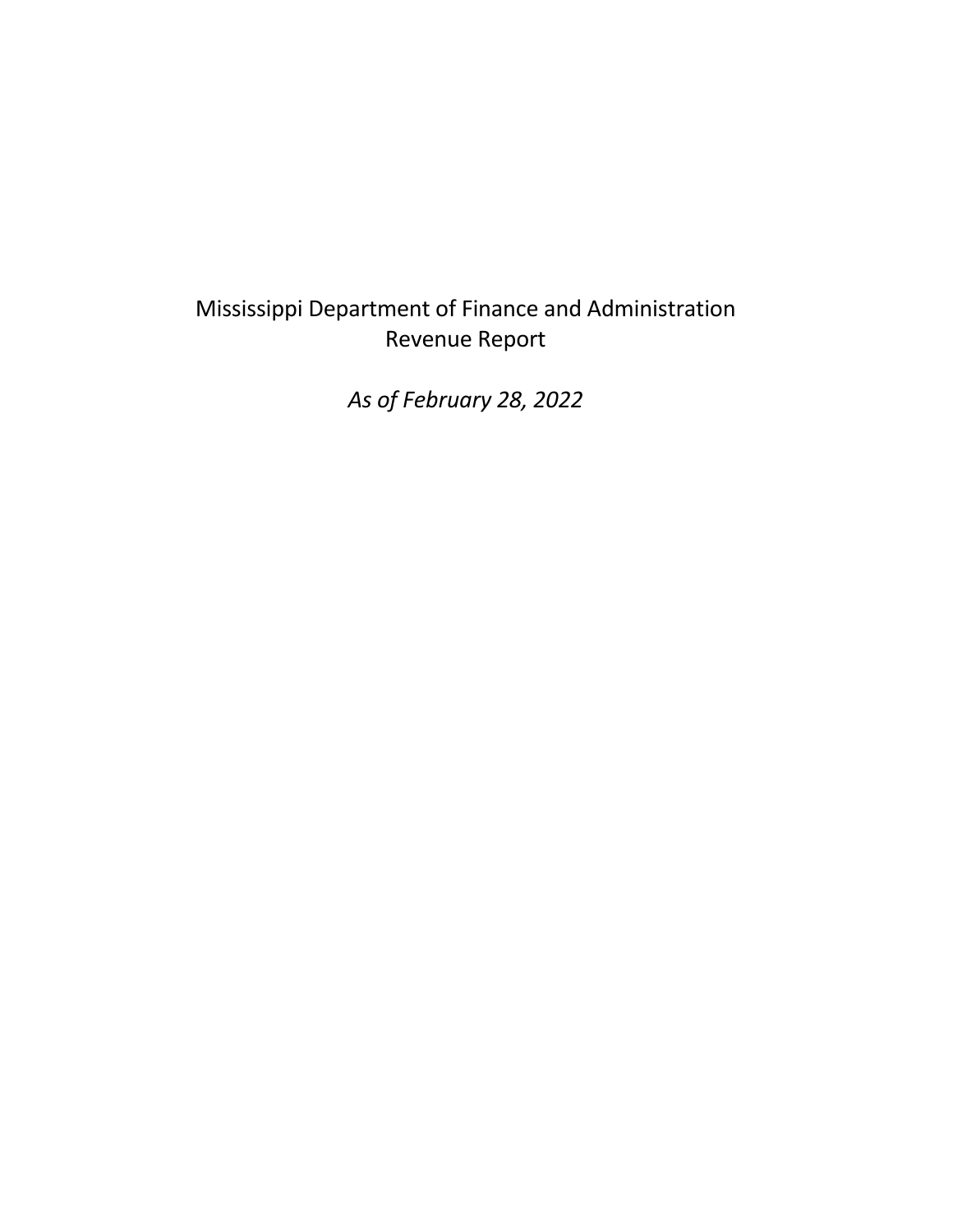# Mississippi Department of Finance and Administration
## Revenue Report

*As of February 28, 2022*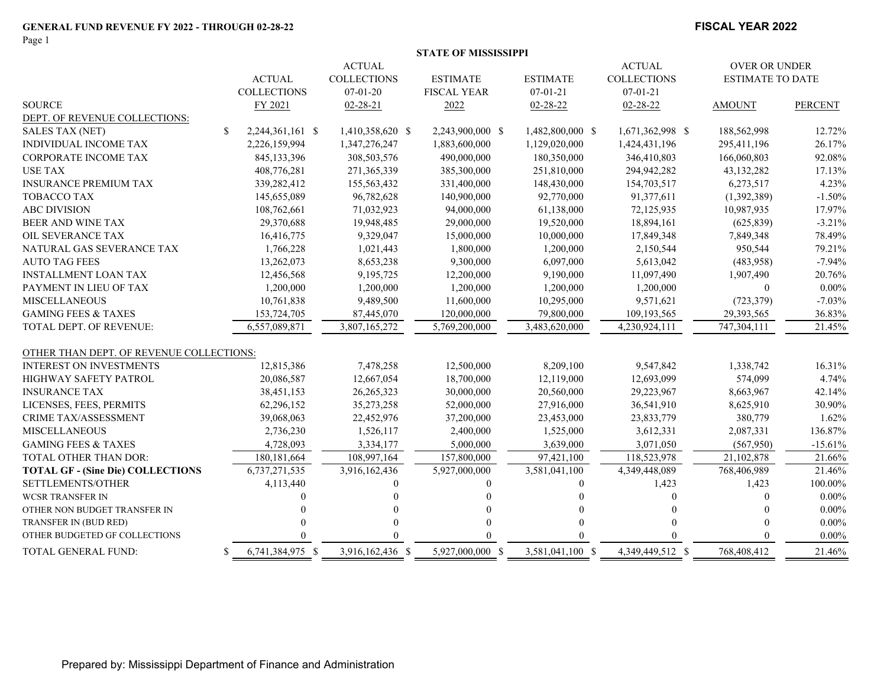**GENERAL FUND REVENUE FY 2022 - THROUGH 02-28-22**

**FISCAL YEAR 2022**

**STATE OF MISSISSIPPI**

| SOURCE | ACTUAL COLLECTIONS FY 2021 | ACTUAL COLLECTIONS 07-01-20 02-28-21 | ESTIMATE FISCAL YEAR 2022 | ESTIMATE 07-01-21 02-28-22 | ACTUAL COLLECTIONS 07-01-21 02-28-22 | OVER OR UNDER ESTIMATE TO DATE AMOUNT | OVER OR UNDER ESTIMATE TO DATE PERCENT |
|---|---|---|---|---|---|---|---|
| DEPT. OF REVENUE COLLECTIONS: | | | | | | | |
| SALES TAX (NET) | $ 2,244,361,161 | $ 1,410,358,620 | $ 2,243,900,000 | $ 1,482,800,000 | $ 1,671,362,998 | $ 188,562,998 | 12.72% |
| INDIVIDUAL INCOME TAX | 2,226,159,994 | 1,347,276,247 | 1,883,600,000 | 1,129,020,000 | 1,424,431,196 | 295,411,196 | 26.17% |
| CORPORATE INCOME TAX | 845,133,396 | 308,503,576 | 490,000,000 | 180,350,000 | 346,410,803 | 166,060,803 | 92.08% |
| USE TAX | 408,776,281 | 271,365,339 | 385,300,000 | 251,810,000 | 294,942,282 | 43,132,282 | 17.13% |
| INSURANCE PREMIUM TAX | 339,282,412 | 155,563,432 | 331,400,000 | 148,430,000 | 154,703,517 | 6,273,517 | 4.23% |
| TOBACCO TAX | 145,655,089 | 96,782,628 | 140,900,000 | 92,770,000 | 91,377,611 | (1,392,389) | -1.50% |
| ABC DIVISION | 108,762,661 | 71,032,923 | 94,000,000 | 61,138,000 | 72,125,935 | 10,987,935 | 17.97% |
| BEER AND WINE TAX | 29,370,688 | 19,948,485 | 29,000,000 | 19,520,000 | 18,894,161 | (625,839) | -3.21% |
| OIL SEVERANCE TAX | 16,416,775 | 9,329,047 | 15,000,000 | 10,000,000 | 17,849,348 | 7,849,348 | 78.49% |
| NATURAL GAS SEVERANCE TAX | 1,766,228 | 1,021,443 | 1,800,000 | 1,200,000 | 2,150,544 | 950,544 | 79.21% |
| AUTO TAG FEES | 13,262,073 | 8,653,238 | 9,300,000 | 6,097,000 | 5,613,042 | (483,958) | -7.94% |
| INSTALLMENT LOAN TAX | 12,456,568 | 9,195,725 | 12,200,000 | 9,190,000 | 11,097,490 | 1,907,490 | 20.76% |
| PAYMENT IN LIEU OF TAX | 1,200,000 | 1,200,000 | 1,200,000 | 1,200,000 | 1,200,000 | 0 | 0.00% |
| MISCELLANEOUS | 10,761,838 | 9,489,500 | 11,600,000 | 10,295,000 | 9,571,621 | (723,379) | -7.03% |
| GAMING FEES & TAXES | 153,724,705 | 87,445,070 | 120,000,000 | 79,800,000 | 109,193,565 | 29,393,565 | 36.83% |
| TOTAL DEPT. OF REVENUE: | 6,557,089,871 | 3,807,165,272 | 5,769,200,000 | 3,483,620,000 | 4,230,924,111 | 747,304,111 | 21.45% |
| OTHER THAN DEPT. OF REVENUE COLLECTIONS: | | | | | | | |
| INTEREST ON INVESTMENTS | 12,815,386 | 7,478,258 | 12,500,000 | 8,209,100 | 9,547,842 | 1,338,742 | 16.31% |
| HIGHWAY SAFETY PATROL | 20,086,587 | 12,667,054 | 18,700,000 | 12,119,000 | 12,693,099 | 574,099 | 4.74% |
| INSURANCE TAX | 38,451,153 | 26,265,323 | 30,000,000 | 20,560,000 | 29,223,967 | 8,663,967 | 42.14% |
| LICENSES, FEES, PERMITS | 62,296,152 | 35,273,258 | 52,000,000 | 27,916,000 | 36,541,910 | 8,625,910 | 30.90% |
| CRIME TAX/ASSESSMENT | 39,068,063 | 22,452,976 | 37,200,000 | 23,453,000 | 23,833,779 | 380,779 | 1.62% |
| MISCELLANEOUS | 2,736,230 | 1,526,117 | 2,400,000 | 1,525,000 | 3,612,331 | 2,087,331 | 136.87% |
| GAMING FEES & TAXES | 4,728,093 | 3,334,177 | 5,000,000 | 3,639,000 | 3,071,050 | (567,950) | -15.61% |
| TOTAL OTHER THAN DOR: | 180,181,664 | 108,997,164 | 157,800,000 | 97,421,100 | 118,523,978 | 21,102,878 | 21.66% |
| **TOTAL GF - (Sine Die) COLLECTIONS** | 6,737,271,535 | 3,916,162,436 | 5,927,000,000 | 3,581,041,100 | 4,349,448,089 | 768,406,989 | 21.46% |
| SETTLEMENTS/OTHER | 4,113,440 | 0 | 0 | 0 | 1,423 | 1,423 | 100.00% |
| WCSR TRANSFER IN | 0 | 0 | 0 | 0 | 0 | 0 | 0.00% |
| OTHER NON BUDGET TRANSFER IN | 0 | 0 | 0 | 0 | 0 | 0 | 0.00% |
| TRANSFER IN (BUD RED) | 0 | 0 | 0 | 0 | 0 | 0 | 0.00% |
| OTHER BUDGETED GF COLLECTIONS | 0 | 0 | 0 | 0 | 0 | 0 | 0.00% |
| TOTAL GENERAL FUND: | $ 6,741,384,975 | $ 3,916,162,436 | $ 5,927,000,000 | $ 3,581,041,100 | $ 4,349,449,512 | $ 768,408,412 | 21.46% |

Prepared by: Mississippi Department of Finance and Administration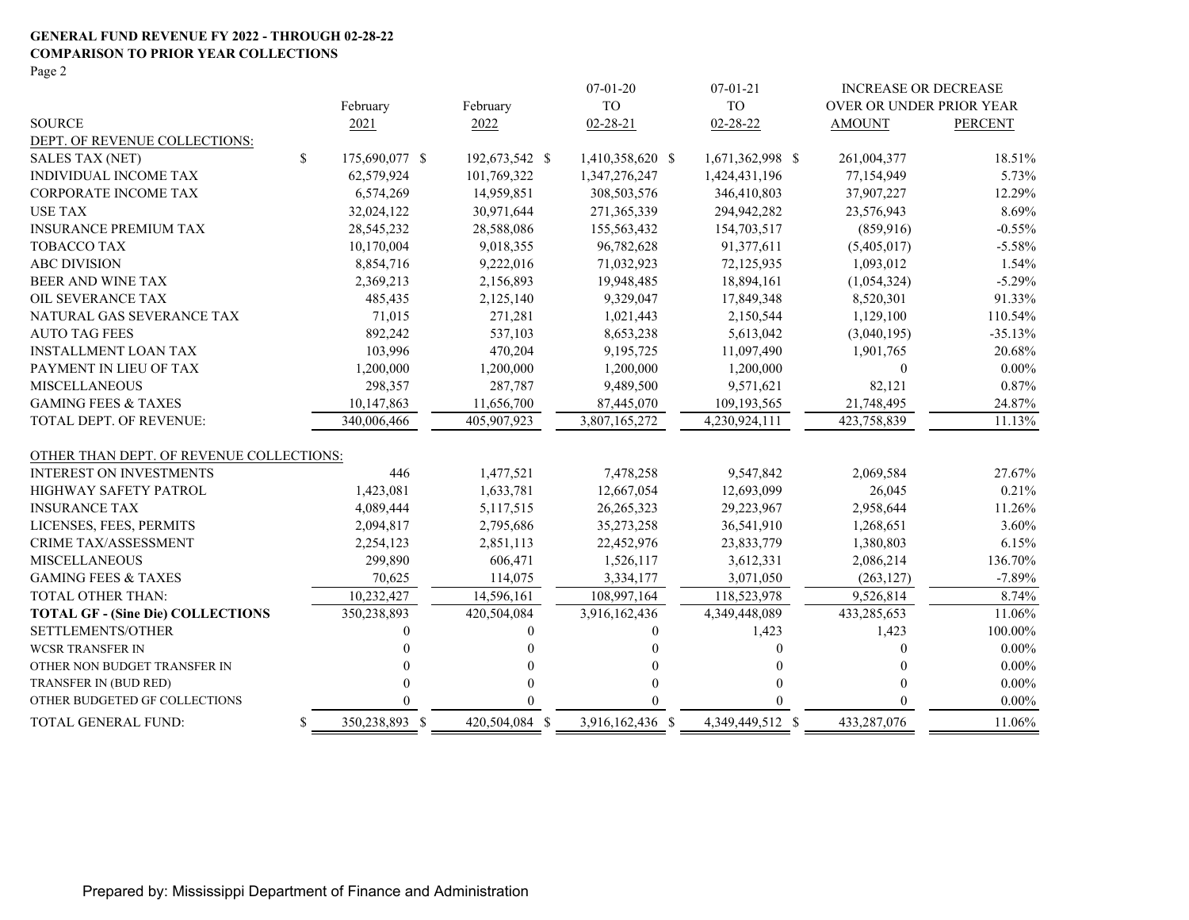**GENERAL FUND REVENUE FY 2022 - THROUGH 02-28-22**
**COMPARISON TO PRIOR YEAR COLLECTIONS**

| SOURCE | February 2021 | February 2022 | 07-01-20 TO 02-28-21 | 07-01-21 TO 02-28-22 | INCREASE OR DECREASE OVER OR UNDER PRIOR YEAR AMOUNT | PERCENT |
|---|---|---|---|---|---|---|
| DEPT. OF REVENUE COLLECTIONS: | | | | | | |
| SALES TAX (NET) | $ 175,690,077 | $ 192,673,542 | $ 1,410,358,620 | $ 1,671,362,998 | $ 261,004,377 | 18.51% |
| INDIVIDUAL INCOME TAX | 62,579,924 | 101,769,322 | 1,347,276,247 | 1,424,431,196 | 77,154,949 | 5.73% |
| CORPORATE INCOME TAX | 6,574,269 | 14,959,851 | 308,503,576 | 346,410,803 | 37,907,227 | 12.29% |
| USE TAX | 32,024,122 | 30,971,644 | 271,365,339 | 294,942,282 | 23,576,943 | 8.69% |
| INSURANCE PREMIUM TAX | 28,545,232 | 28,588,086 | 155,563,432 | 154,703,517 | (859,916) | -0.55% |
| TOBACCO TAX | 10,170,004 | 9,018,355 | 96,782,628 | 91,377,611 | (5,405,017) | -5.58% |
| ABC DIVISION | 8,854,716 | 9,222,016 | 71,032,923 | 72,125,935 | 1,093,012 | 1.54% |
| BEER AND WINE TAX | 2,369,213 | 2,156,893 | 19,948,485 | 18,894,161 | (1,054,324) | -5.29% |
| OIL SEVERANCE TAX | 485,435 | 2,125,140 | 9,329,047 | 17,849,348 | 8,520,301 | 91.33% |
| NATURAL GAS SEVERANCE TAX | 71,015 | 271,281 | 1,021,443 | 2,150,544 | 1,129,100 | 110.54% |
| AUTO TAG FEES | 892,242 | 537,103 | 8,653,238 | 5,613,042 | (3,040,195) | -35.13% |
| INSTALLMENT LOAN TAX | 103,996 | 470,204 | 9,195,725 | 11,097,490 | 1,901,765 | 20.68% |
| PAYMENT IN LIEU OF TAX | 1,200,000 | 1,200,000 | 1,200,000 | 1,200,000 | 0 | 0.00% |
| MISCELLANEOUS | 298,357 | 287,787 | 9,489,500 | 9,571,621 | 82,121 | 0.87% |
| GAMING FEES & TAXES | 10,147,863 | 11,656,700 | 87,445,070 | 109,193,565 | 21,748,495 | 24.87% |
| TOTAL DEPT. OF REVENUE: | 340,006,466 | 405,907,923 | 3,807,165,272 | 4,230,924,111 | 423,758,839 | 11.13% |
| OTHER THAN DEPT. OF REVENUE COLLECTIONS: | | | | | | |
| INTEREST ON INVESTMENTS | 446 | 1,477,521 | 7,478,258 | 9,547,842 | 2,069,584 | 27.67% |
| HIGHWAY SAFETY PATROL | 1,423,081 | 1,633,781 | 12,667,054 | 12,693,099 | 26,045 | 0.21% |
| INSURANCE TAX | 4,089,444 | 5,117,515 | 26,265,323 | 29,223,967 | 2,958,644 | 11.26% |
| LICENSES, FEES, PERMITS | 2,094,817 | 2,795,686 | 35,273,258 | 36,541,910 | 1,268,651 | 3.60% |
| CRIME TAX/ASSESSMENT | 2,254,123 | 2,851,113 | 22,452,976 | 23,833,779 | 1,380,803 | 6.15% |
| MISCELLANEOUS | 299,890 | 606,471 | 1,526,117 | 3,612,331 | 2,086,214 | 136.70% |
| GAMING FEES & TAXES | 70,625 | 114,075 | 3,334,177 | 3,071,050 | (263,127) | -7.89% |
| TOTAL OTHER THAN: | 10,232,427 | 14,596,161 | 108,997,164 | 118,523,978 | 9,526,814 | 8.74% |
| **TOTAL GF - (Sine Die) COLLECTIONS** | 350,238,893 | 420,504,084 | 3,916,162,436 | 4,349,448,089 | 433,285,653 | 11.06% |
| SETTLEMENTS/OTHER | 0 | 0 | 0 | 1,423 | 1,423 | 100.00% |
| WCSR TRANSFER IN | 0 | 0 | 0 | 0 | 0 | 0.00% |
| OTHER NON BUDGET TRANSFER IN | 0 | 0 | 0 | 0 | 0 | 0.00% |
| TRANSFER IN (BUD RED) | 0 | 0 | 0 | 0 | 0 | 0.00% |
| OTHER BUDGETED GF COLLECTIONS | 0 | 0 | 0 | 0 | 0 | 0.00% |
| TOTAL GENERAL FUND: | $ 350,238,893 | $ 420,504,084 | $ 3,916,162,436 | $ 4,349,449,512 | $ 433,287,076 | 11.06% |

Prepared by: Mississippi Department of Finance and Administration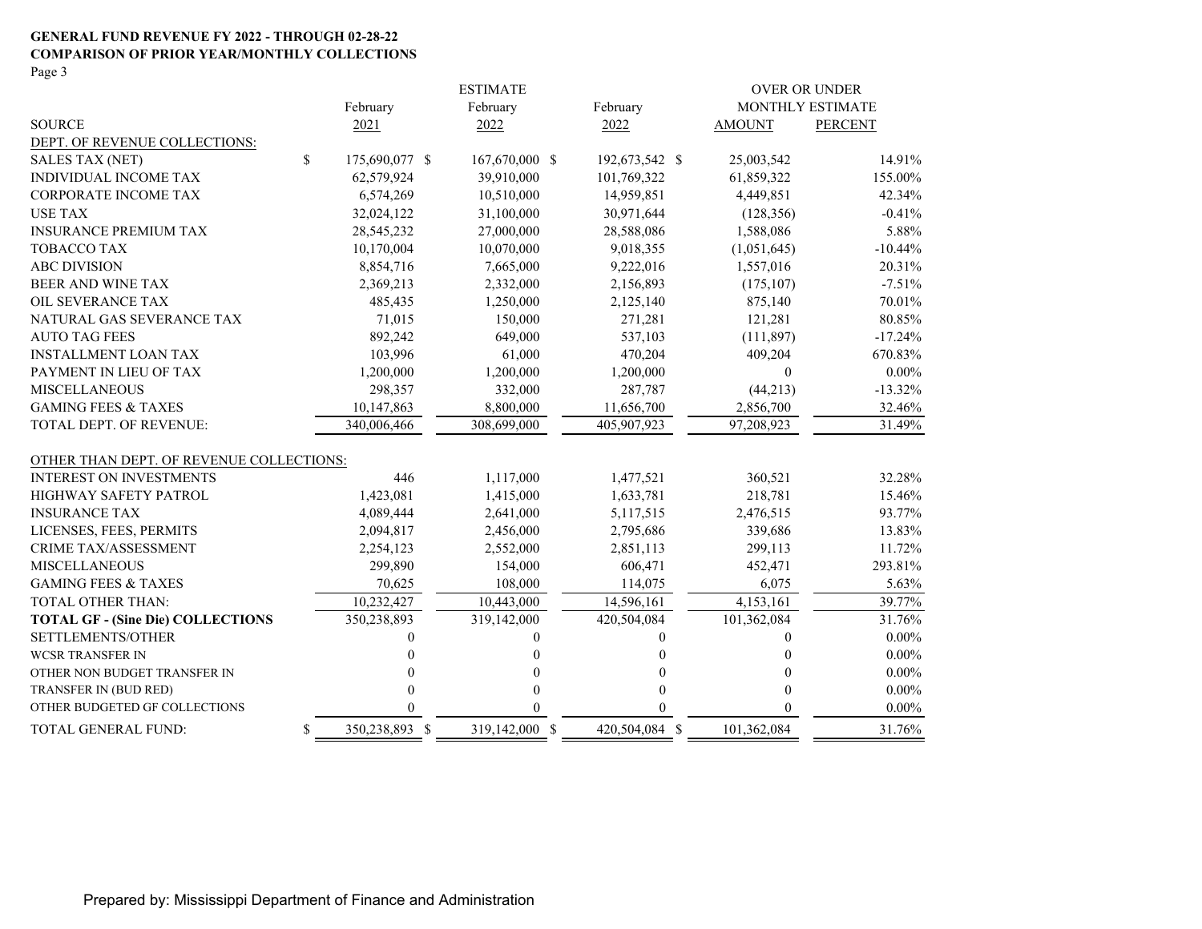**GENERAL FUND REVENUE FY 2022 - THROUGH 02-28-22**
**COMPARISON OF PRIOR YEAR/MONTHLY COLLECTIONS**

| SOURCE | February 2021 | ESTIMATE February 2022 | February 2022 | OVER OR UNDER MONTHLY ESTIMATE AMOUNT | PERCENT |
|---|---|---|---|---|---|
| DEPT. OF REVENUE COLLECTIONS: | | | | | |
| SALES TAX (NET) | $ 175,690,077 | $ 167,670,000 | $ 192,673,542 | $ 25,003,542 | 14.91% |
| INDIVIDUAL INCOME TAX | 62,579,924 | 39,910,000 | 101,769,322 | 61,859,322 | 155.00% |
| CORPORATE INCOME TAX | 6,574,269 | 10,510,000 | 14,959,851 | 4,449,851 | 42.34% |
| USE TAX | 32,024,122 | 31,100,000 | 30,971,644 | (128,356) | -0.41% |
| INSURANCE PREMIUM TAX | 28,545,232 | 27,000,000 | 28,588,086 | 1,588,086 | 5.88% |
| TOBACCO TAX | 10,170,004 | 10,070,000 | 9,018,355 | (1,051,645) | -10.44% |
| ABC DIVISION | 8,854,716 | 7,665,000 | 9,222,016 | 1,557,016 | 20.31% |
| BEER AND WINE TAX | 2,369,213 | 2,332,000 | 2,156,893 | (175,107) | -7.51% |
| OIL SEVERANCE TAX | 485,435 | 1,250,000 | 2,125,140 | 875,140 | 70.01% |
| NATURAL GAS SEVERANCE TAX | 71,015 | 150,000 | 271,281 | 121,281 | 80.85% |
| AUTO TAG FEES | 892,242 | 649,000 | 537,103 | (111,897) | -17.24% |
| INSTALLMENT LOAN TAX | 103,996 | 61,000 | 470,204 | 409,204 | 670.83% |
| PAYMENT IN LIEU OF TAX | 1,200,000 | 1,200,000 | 1,200,000 | 0 | 0.00% |
| MISCELLANEOUS | 298,357 | 332,000 | 287,787 | (44,213) | -13.32% |
| GAMING FEES & TAXES | 10,147,863 | 8,800,000 | 11,656,700 | 2,856,700 | 32.46% |
| TOTAL DEPT. OF REVENUE: | 340,006,466 | 308,699,000 | 405,907,923 | 97,208,923 | 31.49% |
| OTHER THAN DEPT. OF REVENUE COLLECTIONS: | | | | | |
| INTEREST ON INVESTMENTS | 446 | 1,117,000 | 1,477,521 | 360,521 | 32.28% |
| HIGHWAY SAFETY PATROL | 1,423,081 | 1,415,000 | 1,633,781 | 218,781 | 15.46% |
| INSURANCE TAX | 4,089,444 | 2,641,000 | 5,117,515 | 2,476,515 | 93.77% |
| LICENSES, FEES, PERMITS | 2,094,817 | 2,456,000 | 2,795,686 | 339,686 | 13.83% |
| CRIME TAX/ASSESSMENT | 2,254,123 | 2,552,000 | 2,851,113 | 299,113 | 11.72% |
| MISCELLANEOUS | 299,890 | 154,000 | 606,471 | 452,471 | 293.81% |
| GAMING FEES & TAXES | 70,625 | 108,000 | 114,075 | 6,075 | 5.63% |
| TOTAL OTHER THAN: | 10,232,427 | 10,443,000 | 14,596,161 | 4,153,161 | 39.77% |
| **TOTAL GF - (Sine Die) COLLECTIONS** | 350,238,893 | 319,142,000 | 420,504,084 | 101,362,084 | 31.76% |
| SETTLEMENTS/OTHER | 0 | 0 | 0 | 0 | 0.00% |
| WCSR TRANSFER IN | 0 | 0 | 0 | 0 | 0.00% |
| OTHER NON BUDGET TRANSFER IN | 0 | 0 | 0 | 0 | 0.00% |
| TRANSFER IN (BUD RED) | 0 | 0 | 0 | 0 | 0.00% |
| OTHER BUDGETED GF COLLECTIONS | 0 | 0 | 0 | 0 | 0.00% |
| TOTAL GENERAL FUND: | $ 350,238,893 | $ 319,142,000 | $ 420,504,084 | $ 101,362,084 | 31.76% |

Prepared by: Mississippi Department of Finance and Administration